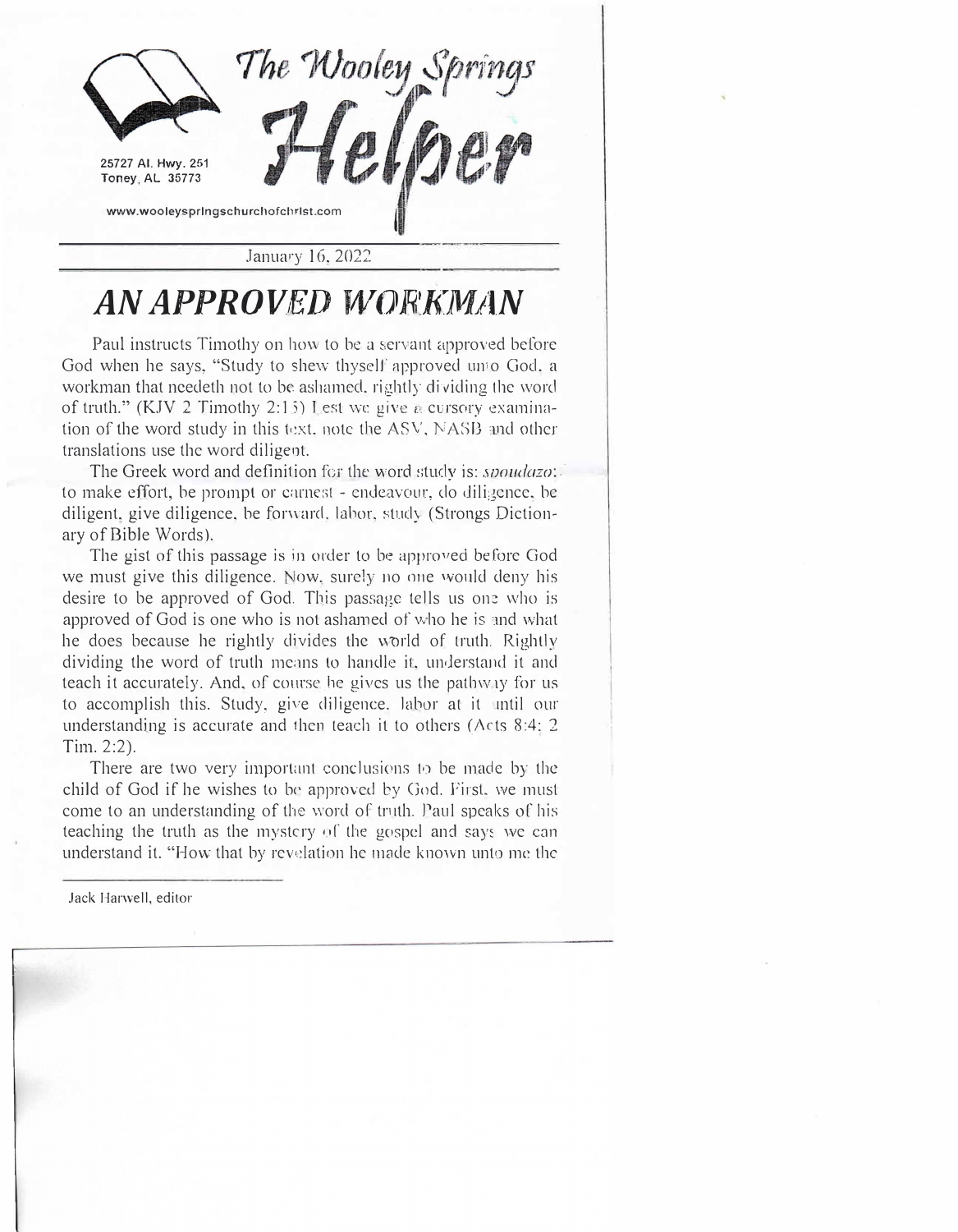# The Wooley Springs Helper

25727 Al. Hwy. 251
Toney, AL 35773

www.wooleyspringschurchofchrist.com

January 16, 2022

## AN APPROVED WORKMAN

Paul instructs Timothy on how to be a servant approved before God when he says, "Study to shew thyself approved unto God, a workman that needeth not to be ashamed, rightly dividing the word of truth." (KJV 2 Timothy 2:15) Lest we give a cursory examination of the word study in this text, note the ASV, NASB and other translations use the word diligent.

The Greek word and definition for the word study is: *spoudazo*: to make effort, be prompt or earnest - endeavour, do diligence, be diligent, give diligence, be forward, labor, study (Strongs Dictionary of Bible Words).

The gist of this passage is in order to be approved before God we must give this diligence. Now, surely no one would deny his desire to be approved of God. This passage tells us one who is approved of God is one who is not ashamed of who he is and what he does because he rightly divides the world of truth. Rightly dividing the word of truth means to handle it, understand it and teach it accurately. And, of course he gives us the pathway for us to accomplish this. Study, give diligence, labor at it until our understanding is accurate and then teach it to others (Acts 8:4; 2 Tim. 2:2).

There are two very important conclusions to be made by the child of God if he wishes to be approved by God. First, we must come to an understanding of the word of truth. Paul speaks of his teaching the truth as the mystery of the gospel and says we can understand it. "How that by revelation he made known unto me the

Jack Harwell, editor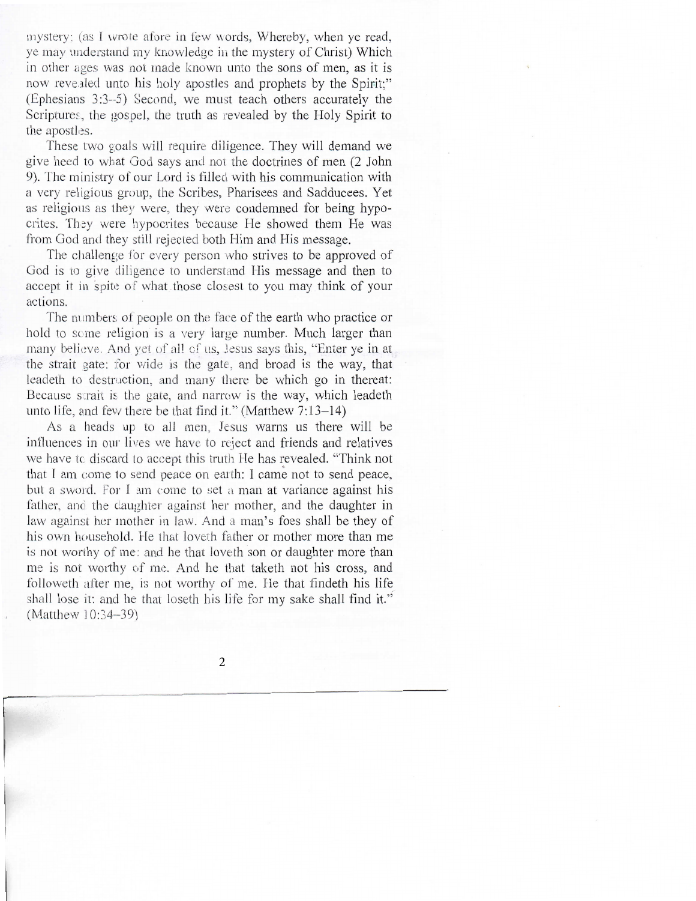mystery; (as I wrote afore in few words, Whereby, when ye read, ye may understand my knowledge in the mystery of Christ) Which in other ages was not made known unto the sons of men, as it is now revealed unto his holy apostles and prophets by the Spirit;" (Ephesians 3:3–5) Second, we must teach others accurately the Scriptures, the gospel, the truth as revealed by the Holy Spirit to the apostles.

These two goals will require diligence. They will demand we give heed to what God says and not the doctrines of men (2 John 9). The ministry of our Lord is filled with his communication with a very religious group, the Scribes, Pharisees and Sadducees. Yet as religious as they were, they were condemned for being hypocrites. They were hypocrites because He showed them He was from God and they still rejected both Him and His message.

The challenge for every person who strives to be approved of God is to give diligence to understand His message and then to accept it in spite of what those closest to you may think of your actions.

The numbers of people on the face of the earth who practice or hold to some religion is a very large number. Much larger than many believe. And yet of all of us, Jesus says this, "Enter ye in at the strait gate: for wide is the gate, and broad is the way, that leadeth to destruction, and many there be which go in thereat: Because strait is the gate, and narrow is the way, which leadeth unto life, and few there be that find it." (Matthew 7:13–14)

As a heads up to all men, Jesus warns us there will be influences in our lives we have to reject and friends and relatives we have to discard to accept this truth He has revealed. "Think not that I am come to send peace on earth: I came not to send peace, but a sword. For I am come to set a man at variance against his father, and the daughter against her mother, and the daughter in law against her mother in law. And a man's foes shall be they of his own household. He that loveth father or mother more than me is not worthy of me: and he that loveth son or daughter more than me is not worthy of me. And he that taketh not his cross, and followeth after me, is not worthy of me. He that findeth his life shall lose it: and he that loseth his life for my sake shall find it." (Matthew 10:34–39)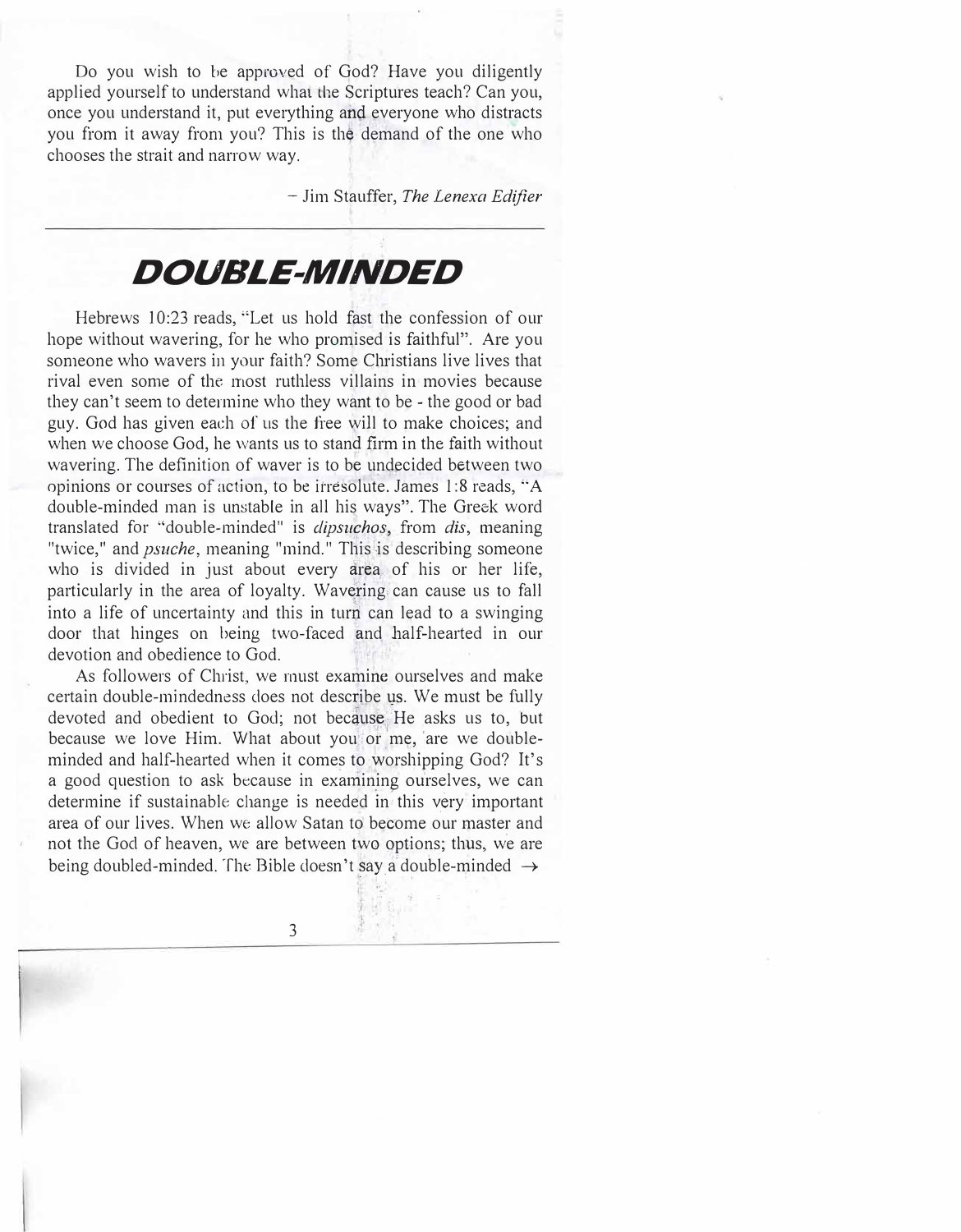Do you wish to be approved of God? Have you diligently applied yourself to understand what the Scriptures teach? Can you, once you understand it, put everything and everyone who distracts you from it away from you? This is the demand of the one who chooses the strait and narrow way.

– Jim Stauffer, *The Lenexa Edifier*

---

# DOUBLE-MINDED

Hebrews 10:23 reads, "Let us hold fast the confession of our hope without wavering, for he who promised is faithful". Are you someone who wavers in your faith? Some Christians live lives that rival even some of the most ruthless villains in movies because they can't seem to determine who they want to be - the good or bad guy. God has given each of us the free will to make choices; and when we choose God, he wants us to stand firm in the faith without wavering. The definition of waver is to be undecided between two opinions or courses of action, to be irresolute. James 1:8 reads, "A double-minded man is unstable in all his ways". The Greek word translated for "double-minded" is *dipsuchos*, from *dis*, meaning "twice," and *psuche*, meaning "mind." This is describing someone who is divided in just about every area of his or her life, particularly in the area of loyalty. Wavering can cause us to fall into a life of uncertainty and this in turn can lead to a swinging door that hinges on being two-faced and half-hearted in our devotion and obedience to God.

As followers of Christ, we must examine ourselves and make certain double-mindedness does not describe us. We must be fully devoted and obedient to God; not because He asks us to, but because we love Him. What about you or me, are we double-minded and half-hearted when it comes to worshipping God? It's a good question to ask because in examining ourselves, we can determine if sustainable change is needed in this very important area of our lives. When we allow Satan to become our master and not the God of heaven, we are between two options; thus, we are being doubled-minded. The Bible doesn't say a double-minded →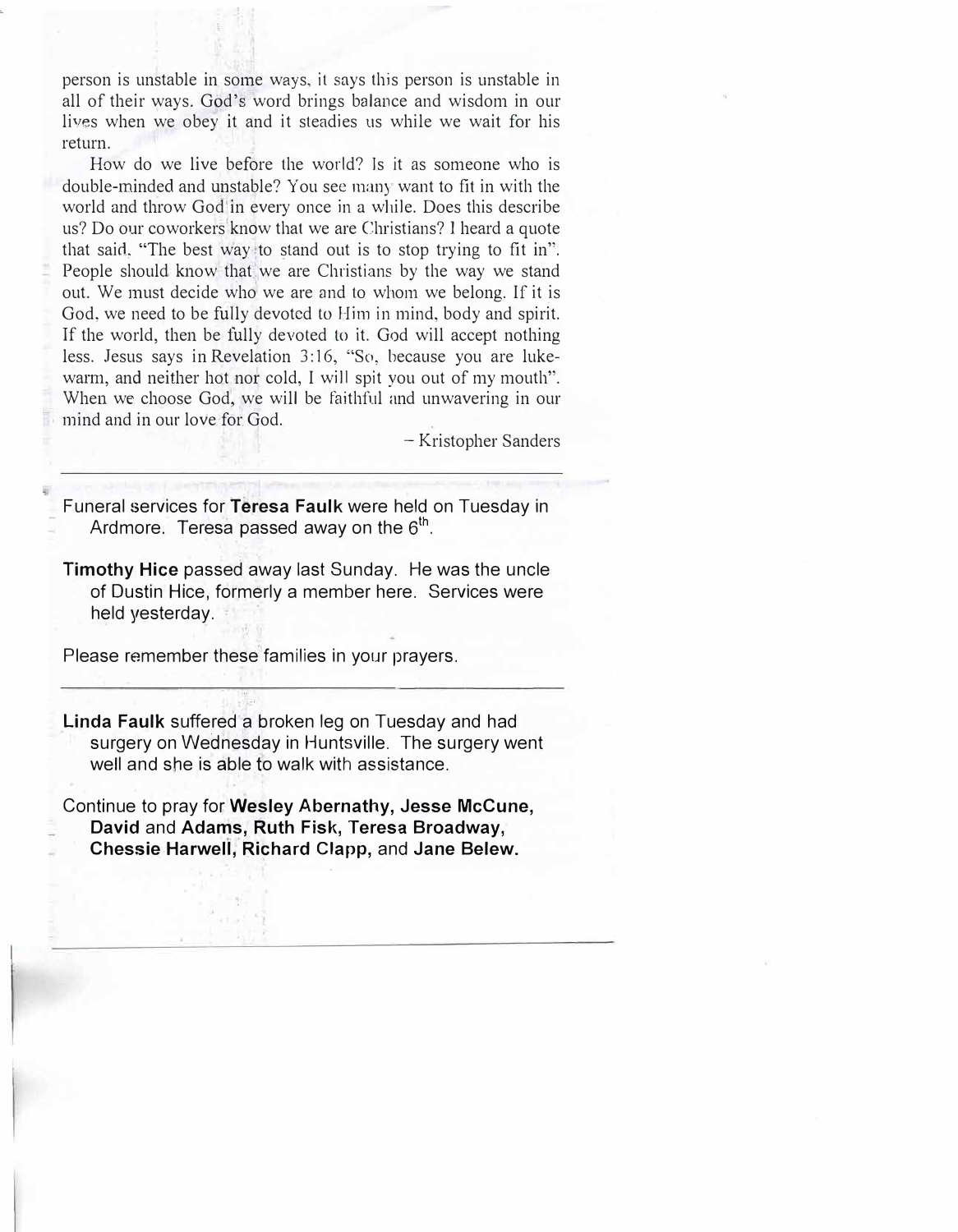person is unstable in some ways, it says this person is unstable in all of their ways. God's word brings balance and wisdom in our lives when we obey it and it steadies us while we wait for his return.

How do we live before the world? Is it as someone who is double-minded and unstable? You see many want to fit in with the world and throw God in every once in a while. Does this describe us? Do our coworkers know that we are Christians? I heard a quote that said, "The best way to stand out is to stop trying to fit in". People should know that we are Christians by the way we stand out. We must decide who we are and to whom we belong. If it is God, we need to be fully devoted to Him in mind, body and spirit. If the world, then be fully devoted to it. God will accept nothing less. Jesus says in Revelation 3:16, "So, because you are lukewarm, and neither hot nor cold, I will spit you out of my mouth". When we choose God, we will be faithful and unwavering in our mind and in our love for God.

– Kristopher Sanders

---

Funeral services for **Teresa Faulk** were held on Tuesday in Ardmore. Teresa passed away on the 6th.

**Timothy Hice** passed away last Sunday. He was the uncle of Dustin Hice, formerly a member here. Services were held yesterday.

Please remember these families in your prayers.

---

**Linda Faulk** suffered a broken leg on Tuesday and had surgery on Wednesday in Huntsville. The surgery went well and she is able to walk with assistance.

Continue to pray for **Wesley Abernathy, Jesse McCune, David** and **Adams, Ruth Fisk, Teresa Broadway, Chessie Harwell, Richard Clapp,** and **Jane Belew.**

---